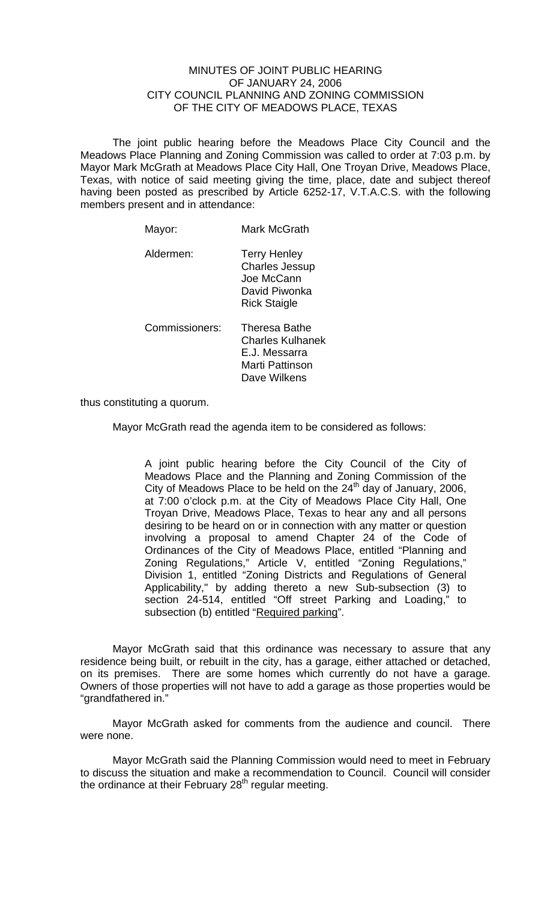# MINUTES OF JOINT PUBLIC HEARING
## OF JANUARY 24, 2006
## CITY COUNCIL PLANNING AND ZONING COMMISSION
## OF THE CITY OF MEADOWS PLACE, TEXAS

The joint public hearing before the Meadows Place City Council and the Meadows Place Planning and Zoning Commission was called to order at 7:03 p.m. by Mayor Mark McGrath at Meadows Place City Hall, One Troyan Drive, Meadows Place, Texas, with notice of said meeting giving the time, place, date and subject thereof having been posted as prescribed by Article 6252-17, V.T.A.C.S. with the following members present and in attendance:

| | |
|---|---|
| Mayor: | Mark McGrath |
| Aldermen: | Terry Henley<br>Charles Jessup<br>Joe McCann<br>David Piwonka<br>Rick Staigle |
| Commissioners: | Theresa Bathe<br>Charles Kulhanek<br>E.J. Messarra<br>Marti Pattinson<br>Dave Wilkens |

thus constituting a quorum.

Mayor McGrath read the agenda item to be considered as follows:

> A joint public hearing before the City Council of the City of Meadows Place and the Planning and Zoning Commission of the City of Meadows Place to be held on the 24th day of January, 2006, at 7:00 o'clock p.m. at the City of Meadows Place City Hall, One Troyan Drive, Meadows Place, Texas to hear any and all persons desiring to be heard on or in connection with any matter or question involving a proposal to amend Chapter 24 of the Code of Ordinances of the City of Meadows Place, entitled "Planning and Zoning Regulations," Article V, entitled "Zoning Regulations," Division 1, entitled "Zoning Districts and Regulations of General Applicability," by adding thereto a new Sub-subsection (3) to section 24-514, entitled "Off street Parking and Loading," to subsection (b) entitled "Required parking".

Mayor McGrath said that this ordinance was necessary to assure that any residence being built, or rebuilt in the city, has a garage, either attached or detached, on its premises. There are some homes which currently do not have a garage. Owners of those properties will not have to add a garage as those properties would be "grandfathered in."

Mayor McGrath asked for comments from the audience and council. There were none.

Mayor McGrath said the Planning Commission would need to meet in February to discuss the situation and make a recommendation to Council. Council will consider the ordinance at their February 28th regular meeting.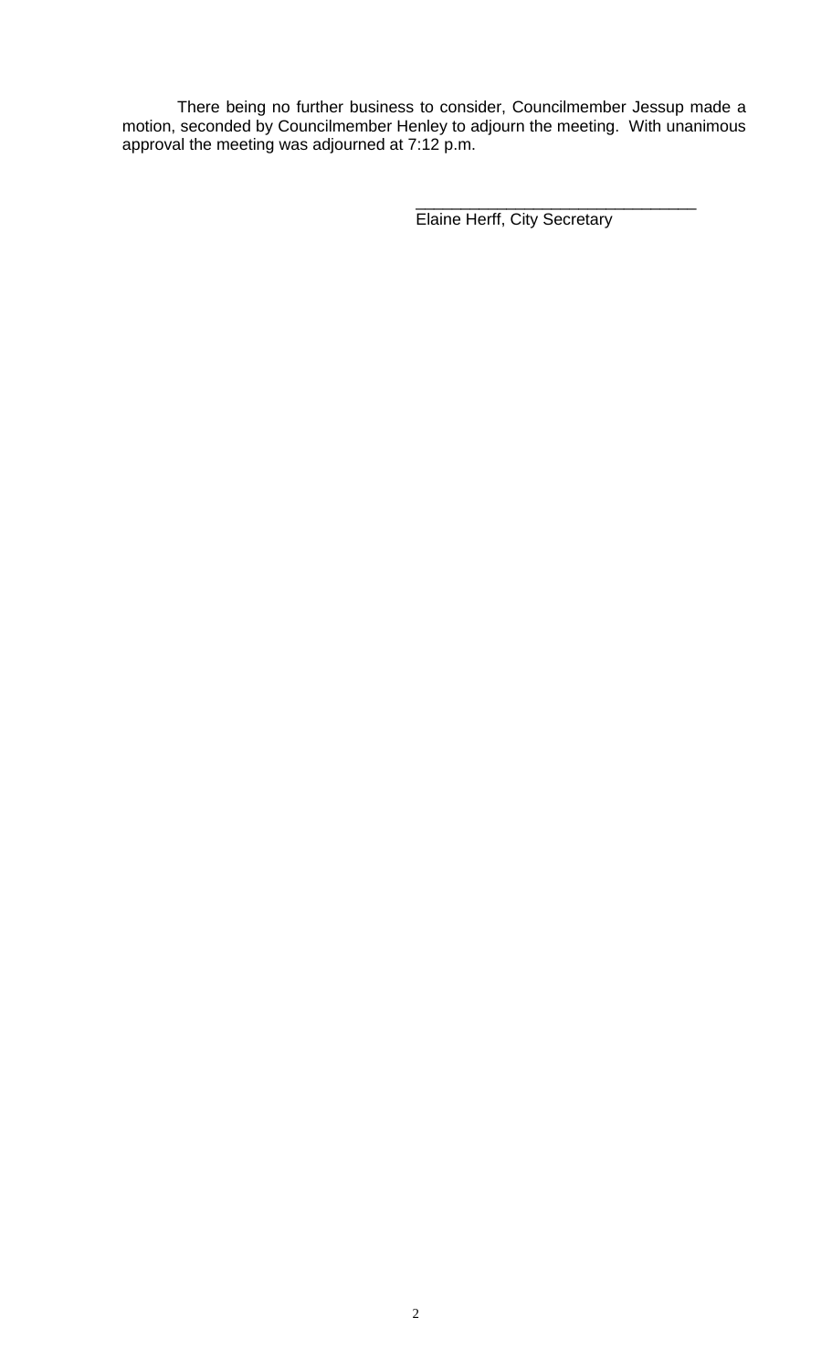There being no further business to consider, Councilmember Jessup made a motion, seconded by Councilmember Henley to adjourn the meeting. With unanimous approval the meeting was adjourned at 7:12 p.m.

_______________________________

Elaine Herff, City Secretary